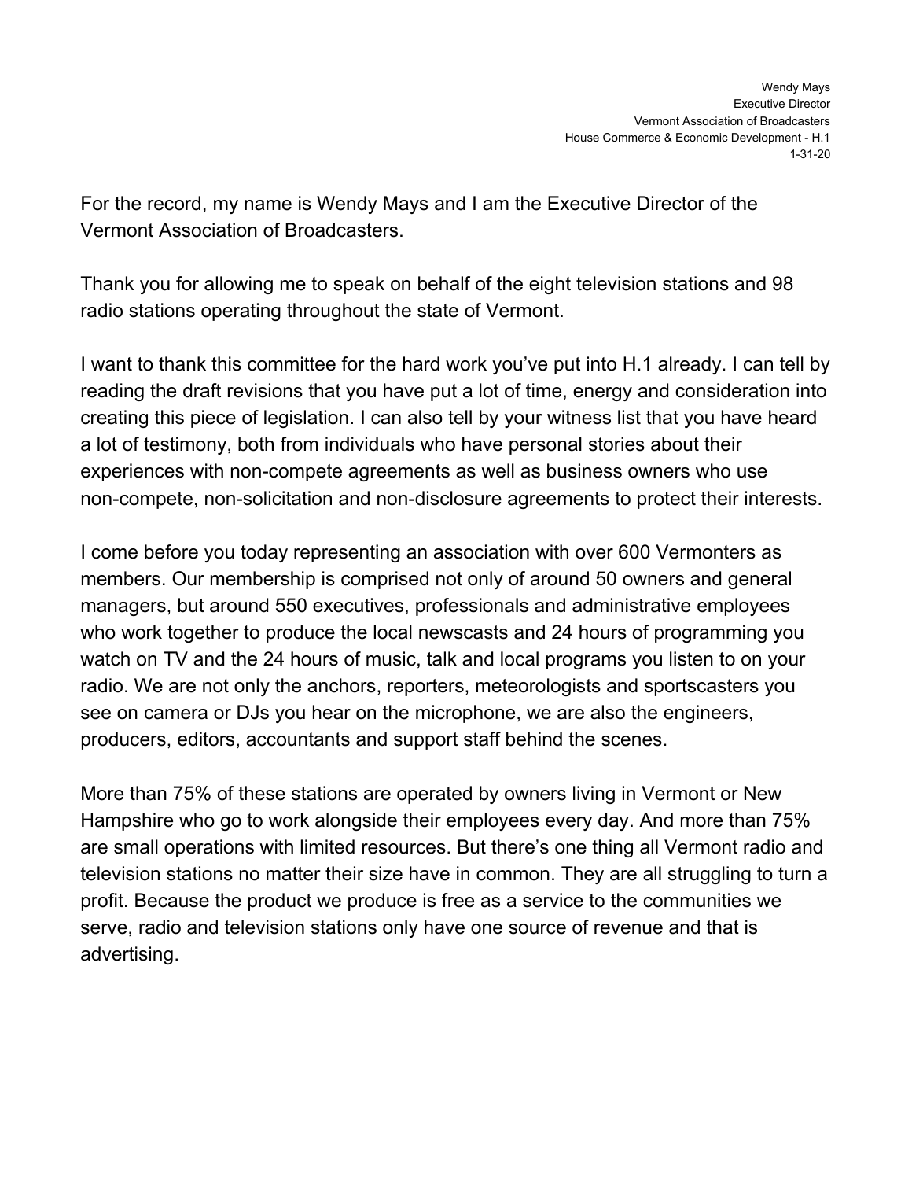Wendy Mays
Executive Director
Vermont Association of Broadcasters
House Commerce & Economic Development - H.1
1-31-20

For the record, my name is Wendy Mays and I am the Executive Director of the Vermont Association of Broadcasters.

Thank you for allowing me to speak on behalf of the eight television stations and 98 radio stations operating throughout the state of Vermont.

I want to thank this committee for the hard work you've put into H.1 already. I can tell by reading the draft revisions that you have put a lot of time, energy and consideration into creating this piece of legislation. I can also tell by your witness list that you have heard a lot of testimony, both from individuals who have personal stories about their experiences with non-compete agreements as well as business owners who use non-compete, non-solicitation and non-disclosure agreements to protect their interests.

I come before you today representing an association with over 600 Vermonters as members. Our membership is comprised not only of around 50 owners and general managers, but around 550 executives, professionals and administrative employees who work together to produce the local newscasts and 24 hours of programming you watch on TV and the 24 hours of music, talk and local programs you listen to on your radio. We are not only the anchors, reporters, meteorologists and sportscasters you see on camera or DJs you hear on the microphone, we are also the engineers, producers, editors, accountants and support staff behind the scenes.

More than 75% of these stations are operated by owners living in Vermont or New Hampshire who go to work alongside their employees every day. And more than 75% are small operations with limited resources. But there's one thing all Vermont radio and television stations no matter their size have in common. They are all struggling to turn a profit. Because the product we produce is free as a service to the communities we serve, radio and television stations only have one source of revenue and that is advertising.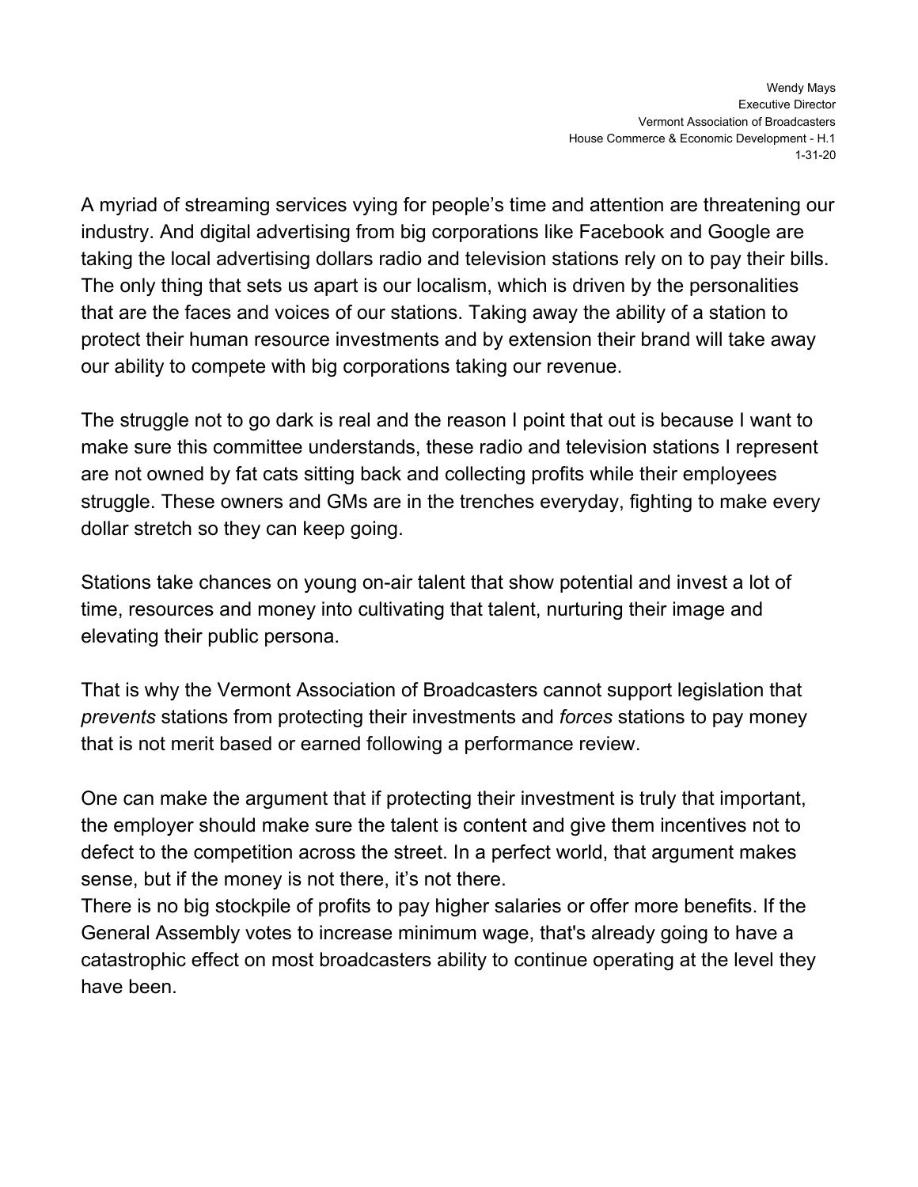A myriad of streaming services vying for people's time and attention are threatening our industry. And digital advertising from big corporations like Facebook and Google are taking the local advertising dollars radio and television stations rely on to pay their bills. The only thing that sets us apart is our localism, which is driven by the personalities that are the faces and voices of our stations. Taking away the ability of a station to protect their human resource investments and by extension their brand will take away our ability to compete with big corporations taking our revenue.

The struggle not to go dark is real and the reason I point that out is because I want to make sure this committee understands, these radio and television stations I represent are not owned by fat cats sitting back and collecting profits while their employees struggle. These owners and GMs are in the trenches everyday, fighting to make every dollar stretch so they can keep going.

Stations take chances on young on-air talent that show potential and invest a lot of time, resources and money into cultivating that talent, nurturing their image and elevating their public persona.

That is why the Vermont Association of Broadcasters cannot support legislation that *prevents* stations from protecting their investments and *forces* stations to pay money that is not merit based or earned following a performance review.

One can make the argument that if protecting their investment is truly that important, the employer should make sure the talent is content and give them incentives not to defect to the competition across the street. In a perfect world, that argument makes sense, but if the money is not there, it's not there.

There is no big stockpile of profits to pay higher salaries or offer more benefits. If the General Assembly votes to increase minimum wage, that's already going to have a catastrophic effect on most broadcasters ability to continue operating at the level they have been.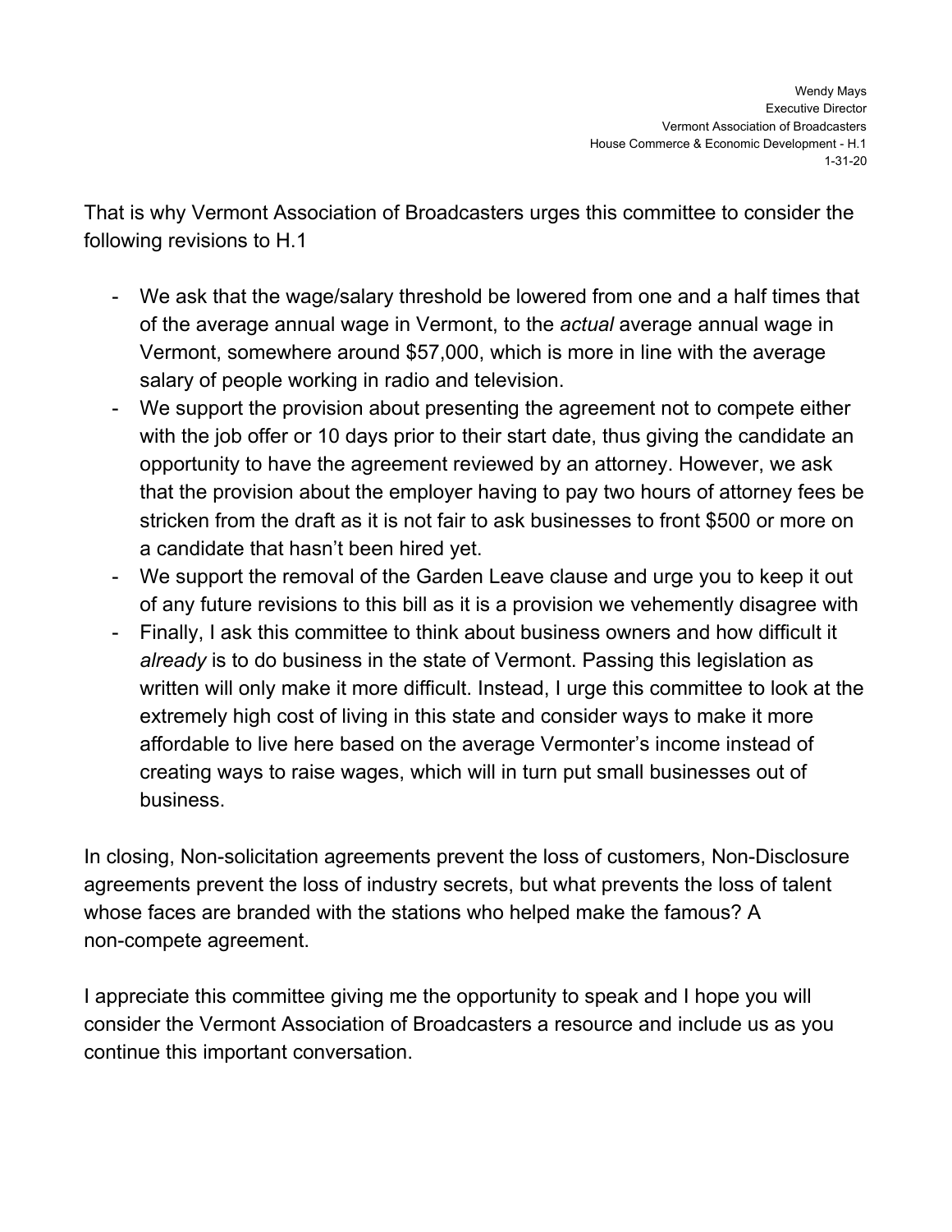Wendy Mays
Executive Director
Vermont Association of Broadcasters
House Commerce & Economic Development - H.1
1-31-20

That is why Vermont Association of Broadcasters urges this committee to consider the following revisions to H.1

- We ask that the wage/salary threshold be lowered from one and a half times that of the average annual wage in Vermont, to the *actual* average annual wage in Vermont, somewhere around $57,000, which is more in line with the average salary of people working in radio and television.
- We support the provision about presenting the agreement not to compete either with the job offer or 10 days prior to their start date, thus giving the candidate an opportunity to have the agreement reviewed by an attorney. However, we ask that the provision about the employer having to pay two hours of attorney fees be stricken from the draft as it is not fair to ask businesses to front $500 or more on a candidate that hasn't been hired yet.
- We support the removal of the Garden Leave clause and urge you to keep it out of any future revisions to this bill as it is a provision we vehemently disagree with
- Finally, I ask this committee to think about business owners and how difficult it *already* is to do business in the state of Vermont. Passing this legislation as written will only make it more difficult. Instead, I urge this committee to look at the extremely high cost of living in this state and consider ways to make it more affordable to live here based on the average Vermonter's income instead of creating ways to raise wages, which will in turn put small businesses out of business.

In closing, Non-solicitation agreements prevent the loss of customers, Non-Disclosure agreements prevent the loss of industry secrets, but what prevents the loss of talent whose faces are branded with the stations who helped make the famous? A non-compete agreement.

I appreciate this committee giving me the opportunity to speak and I hope you will consider the Vermont Association of Broadcasters a resource and include us as you continue this important conversation.